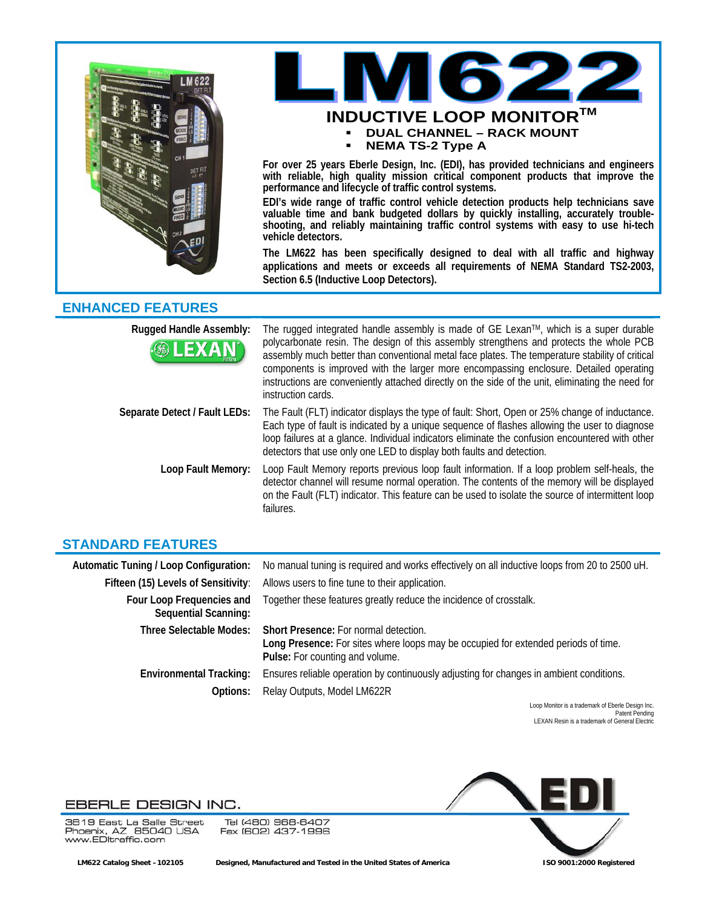# LM622

## INDUCTIVE LOOP MONITOR™

- **DUAL CHANNEL – RACK MOUNT**
- **NEMA TS-2 Type A**

**For over 25 years Eberle Design, Inc. (EDI), has provided technicians and engineers with reliable, high quality mission critical component products that improve the performance and lifecycle of traffic control systems.**

**EDI's wide range of traffic control vehicle detection products help technicians save valuable time and bank budgeted dollars by quickly installing, accurately trouble-shooting, and reliably maintaining traffic control systems with easy to use hi-tech vehicle detectors.**

**The LM622 has been specifically designed to deal with all traffic and highway applications and meets or exceeds all requirements of NEMA Standard TS2-2003, Section 6.5 (Inductive Loop Detectors).**

## ENHANCED FEATURES

**Rugged Handle Assembly:** The rugged integrated handle assembly is made of GE Lexan™, which is a super durable polycarbonate resin. The design of this assembly strengthens and protects the whole PCB assembly much better than conventional metal face plates. The temperature stability of critical components is improved with the larger more encompassing enclosure. Detailed operating instructions are conveniently attached directly on the side of the unit, eliminating the need for instruction cards.

**Separate Detect / Fault LEDs:** The Fault (FLT) indicator displays the type of fault: Short, Open or 25% change of inductance. Each type of fault is indicated by a unique sequence of flashes allowing the user to diagnose loop failures at a glance. Individual indicators eliminate the confusion encountered with other detectors that use only one LED to display both faults and detection.

**Loop Fault Memory:** Loop Fault Memory reports previous loop fault information. If a loop problem self-heals, the detector channel will resume normal operation. The contents of the memory will be displayed on the Fault (FLT) indicator. This feature can be used to isolate the source of intermittent loop failures.

## STANDARD FEATURES

**Automatic Tuning / Loop Configuration:** No manual tuning is required and works effectively on all inductive loops from 20 to 2500 uH.

**Fifteen (15) Levels of Sensitivity:** Allows users to fine tune to their application.

**Four Loop Frequencies and Sequential Scanning:** Together these features greatly reduce the incidence of crosstalk.

**Three Selectable Modes:**
**Short Presence:** For normal detection.
**Long Presence:** For sites where loops may be occupied for extended periods of time.
**Pulse:** For counting and volume.

**Environmental Tracking:** Ensures reliable operation by continuously adjusting for changes in ambient conditions.

**Options:** Relay Outputs, Model LM622R

Loop Monitor is a trademark of Eberle Design Inc.
Patent Pending
LEXAN Resin is a trademark of General Electric

EBERLE DESIGN INC.
3819 East La Salle Street
Phoenix, AZ 85040 USA
www.EDItraffic.com

Tel (480) 968-6407
Fax (602) 437-1996

LM622 Catalog Sheet – 102105 | Designed, Manufactured and Tested in the United States of America | ISO 9001:2000 Registered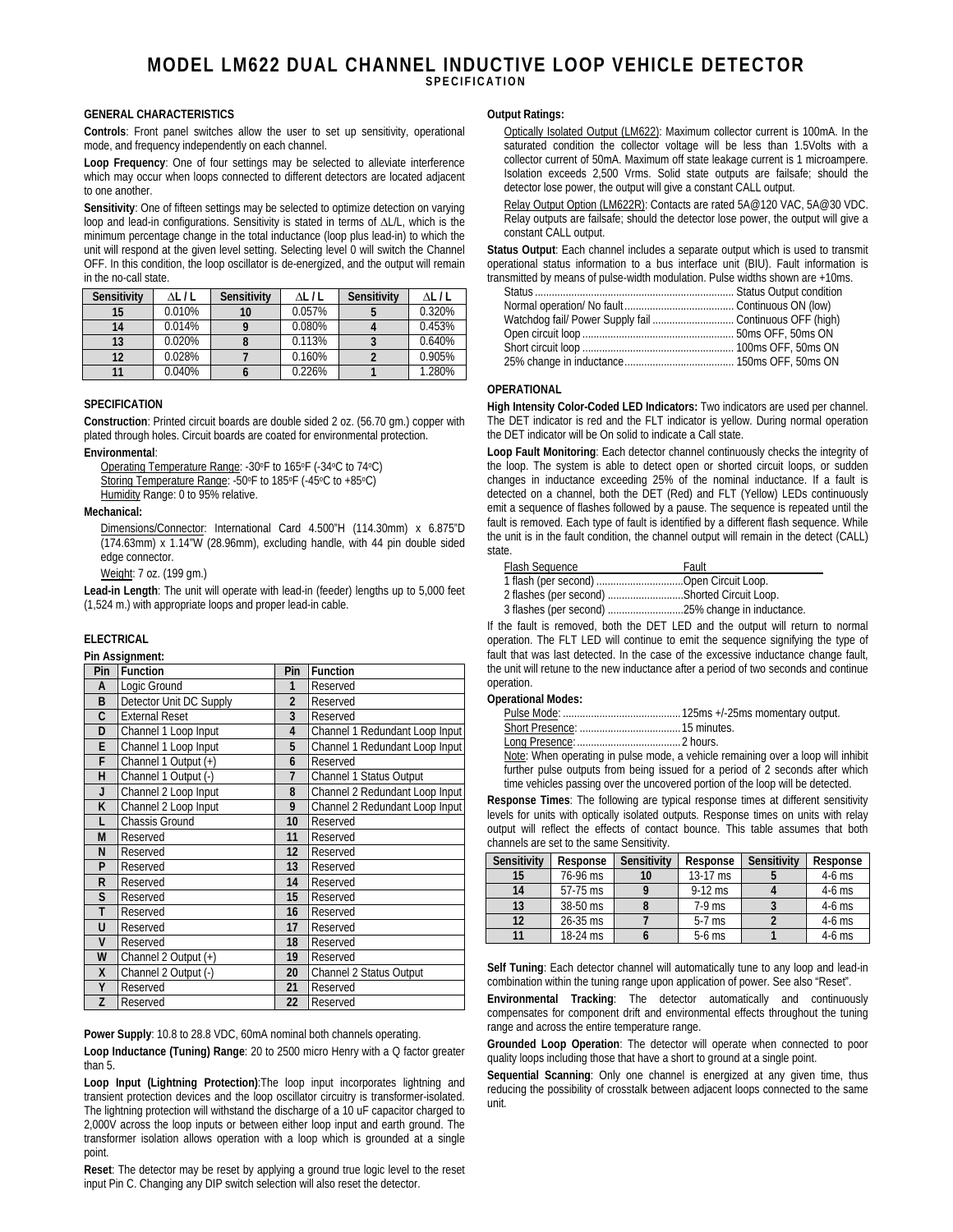# MODEL LM622 DUAL CHANNEL INDUCTIVE LOOP VEHICLE DETECTOR

**SPECIFICATION**

### GENERAL CHARACTERISTICS

**Controls**: Front panel switches allow the user to set up sensitivity, operational mode, and frequency independently on each channel.

**Loop Frequency**: One of four settings may be selected to alleviate interference which may occur when loops connected to different detectors are located adjacent to one another.

**Sensitivity**: One of fifteen settings may be selected to optimize detection on varying loop and lead-in configurations. Sensitivity is stated in terms of ∆L/L, which is the minimum percentage change in the total inductance (loop plus lead-in) to which the unit will respond at the given level setting. Selecting level 0 will switch the Channel OFF. In this condition, the loop oscillator is de-energized, and the output will remain in the no-call state.

| Sensitivity | ∆L / L | Sensitivity | ∆L / L | Sensitivity | ∆L / L |
|---|---|---|---|---|---|
| 15 | 0.010% | 10 | 0.057% | 5 | 0.320% |
| 14 | 0.014% | 9 | 0.080% | 4 | 0.453% |
| 13 | 0.020% | 8 | 0.113% | 3 | 0.640% |
| 12 | 0.028% | 7 | 0.160% | 2 | 0.905% |
| 11 | 0.040% | 6 | 0.226% | 1 | 1.280% |

### SPECIFICATION

**Construction**: Printed circuit boards are double sided 2 oz. (56.70 gm.) copper with plated through holes. Circuit boards are coated for environmental protection.

**Environmental**:

Operating Temperature Range: -30ºF to 165ºF (-34ºC to 74ºC)
Storing Temperature Range: -50ºF to 185ºF (-45ºC to +85ºC)
Humidity Range: 0 to 95% relative.

**Mechanical:**

Dimensions/Connector: International Card 4.500"H (114.30mm) x 6.875"D (174.63mm) x 1.14"W (28.96mm), excluding handle, with 44 pin double sided edge connector.

Weight: 7 oz. (199 gm.)

**Lead-in Length**: The unit will operate with lead-in (feeder) lengths up to 5,000 feet (1,524 m.) with appropriate loops and proper lead-in cable.

### ELECTRICAL

**Pin Assignment:**

| Pin | Function | Pin | Function |
|---|---|---|---|
| A | Logic Ground | 1 | Reserved |
| B | Detector Unit DC Supply | 2 | Reserved |
| C | External Reset | 3 | Reserved |
| D | Channel 1 Loop Input | 4 | Channel 1 Redundant Loop Input |
| E | Channel 1 Loop Input | 5 | Channel 1 Redundant Loop Input |
| F | Channel 1 Output (+) | 6 | Reserved |
| H | Channel 1 Output (-) | 7 | Channel 1 Status Output |
| J | Channel 2 Loop Input | 8 | Channel 2 Redundant Loop Input |
| K | Channel 2 Loop Input | 9 | Channel 2 Redundant Loop Input |
| L | Chassis Ground | 10 | Reserved |
| M | Reserved | 11 | Reserved |
| N | Reserved | 12 | Reserved |
| P | Reserved | 13 | Reserved |
| R | Reserved | 14 | Reserved |
| S | Reserved | 15 | Reserved |
| T | Reserved | 16 | Reserved |
| U | Reserved | 17 | Reserved |
| V | Reserved | 18 | Reserved |
| W | Channel 2 Output (+) | 19 | Reserved |
| X | Channel 2 Output (-) | 20 | Channel 2 Status Output |
| Y | Reserved | 21 | Reserved |
| Z | Reserved | 22 | Reserved |

**Power Supply**: 10.8 to 28.8 VDC, 60mA nominal both channels operating.

**Loop Inductance (Tuning) Range**: 20 to 2500 micro Henry with a Q factor greater than 5.

**Loop Input (Lightning Protection)**:The loop input incorporates lightning and transient protection devices and the loop oscillator circuitry is transformer-isolated. The lightning protection will withstand the discharge of a 10 uF capacitor charged to 2,000V across the loop inputs or between either loop input and earth ground. The transformer isolation allows operation with a loop which is grounded at a single point.

**Reset**: The detector may be reset by applying a ground true logic level to the reset input Pin C. Changing any DIP switch selection will also reset the detector.

**Output Ratings:**

Optically Isolated Output (LM622): Maximum collector current is 100mA. In the saturated condition the collector voltage will be less than 1.5Volts with a collector current of 50mA. Maximum off state leakage current is 1 microampere. Isolation exceeds 2,500 Vrms. Solid state outputs are failsafe; should the detector lose power, the output will give a constant CALL output.

Relay Output Option (LM622R): Contacts are rated 5A@120 VAC, 5A@30 VDC. Relay outputs are failsafe; should the detector lose power, the output will give a constant CALL output.

**Status Output**: Each channel includes a separate output which is used to transmit operational status information to a bus interface unit (BIU). Fault information is transmitted by means of pulse-width modulation. Pulse widths shown are +10ms.

Status ........................................................................ Status Output condition
Normal operation/ No fault ......................................... Continuous ON (low)
Watchdog fail/ Power Supply fail ............................... Continuous OFF (high)
Open circuit loop ....................................................... 50ms OFF, 50ms ON
Short circuit loop ....................................................... 100ms OFF, 50ms ON
25% change in inductance ......................................... 150ms OFF, 50ms ON

### OPERATIONAL

**High Intensity Color-Coded LED Indicators:** Two indicators are used per channel. The DET indicator is red and the FLT indicator is yellow. During normal operation the DET indicator will be On solid to indicate a Call state.

**Loop Fault Monitoring**: Each detector channel continuously checks the integrity of the loop. The system is able to detect open or shorted circuit loops, or sudden changes in inductance exceeding 25% of the nominal inductance. If a fault is detected on a channel, both the DET (Red) and FLT (Yellow) LEDs continuously emit a sequence of flashes followed by a pause. The sequence is repeated until the fault is removed. Each type of fault is identified by a different flash sequence. While the unit is in the fault condition, the channel output will remain in the detect (CALL) state.

Flash Sequence — Fault
1 flash (per second) ..............................Open Circuit Loop.
2 flashes (per second) ..........................Shorted Circuit Loop.
3 flashes (per second) ..........................25% change in inductance.

If the fault is removed, both the DET LED and the output will return to normal operation. The FLT LED will continue to emit the sequence signifying the type of fault that was last detected. In the case of the excessive inductance change fault, the unit will retune to the new inductance after a period of two seconds and continue operation.

**Operational Modes:**

Pulse Mode: ..........................................125ms +/-25ms momentary output.
Short Presence: ....................................15 minutes.
Long Presence: .....................................2 hours.

Note: When operating in pulse mode, a vehicle remaining over a loop will inhibit further pulse outputs from being issued for a period of 2 seconds after which time vehicles passing over the uncovered portion of the loop will be detected.

**Response Times**: The following are typical response times at different sensitivity levels for units with optically isolated outputs. Response times on units with relay output will reflect the effects of contact bounce. This table assumes that both channels are set to the same Sensitivity.

| Sensitivity | Response | Sensitivity | Response | Sensitivity | Response |
|---|---|---|---|---|---|
| 15 | 76-96 ms | 10 | 13-17 ms | 5 | 4-6 ms |
| 14 | 57-75 ms | 9 | 9-12 ms | 4 | 4-6 ms |
| 13 | 38-50 ms | 8 | 7-9 ms | 3 | 4-6 ms |
| 12 | 26-35 ms | 7 | 5-7 ms | 2 | 4-6 ms |
| 11 | 18-24 ms | 6 | 5-6 ms | 1 | 4-6 ms |

**Self Tuning**: Each detector channel will automatically tune to any loop and lead-in combination within the tuning range upon application of power. See also "Reset".

**Environmental Tracking**: The detector automatically and continuously compensates for component drift and environmental effects throughout the tuning range and across the entire temperature range.

**Grounded Loop Operation**: The detector will operate when connected to poor quality loops including those that have a short to ground at a single point.

**Sequential Scanning**: Only one channel is energized at any given time, thus reducing the possibility of crosstalk between adjacent loops connected to the same unit.